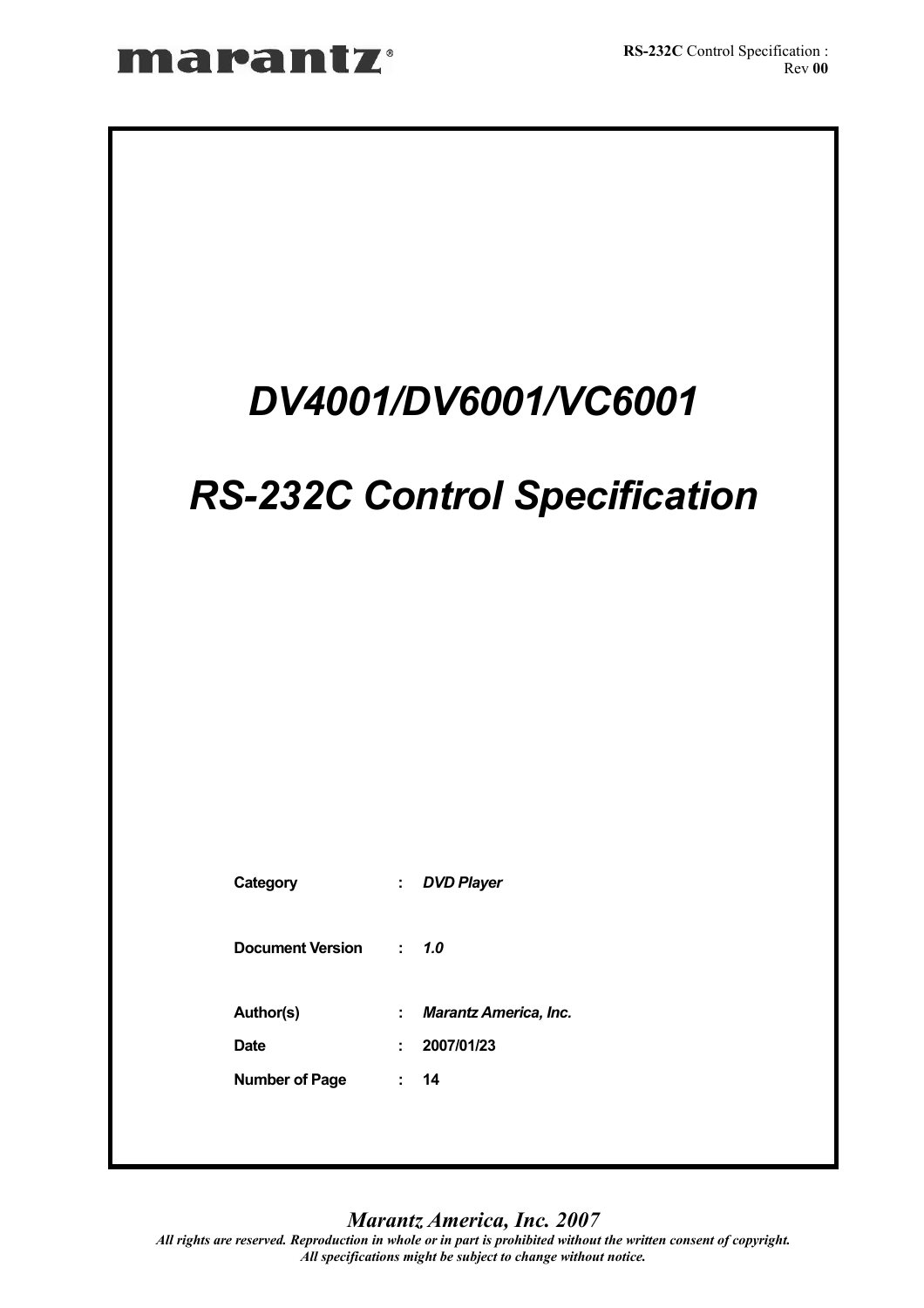# DV4001/DV6001/VC6001

# RS-232C Control Specification

| | | |
|---|---|---|
| **Category** | **:** | ***DVD Player*** |
| **Document Version** | **:** | ***1.0*** |
| **Author(s)** | **:** | ***Marantz America, Inc.*** |
| **Date** | **:** | **2007/01/23** |
| **Number of Page** | **:** | **14** |

***Marantz America, Inc. 2007***

***All rights are reserved. Reproduction in whole or in part is prohibited without the written consent of copyright.***
***All specifications might be subject to change without notice.***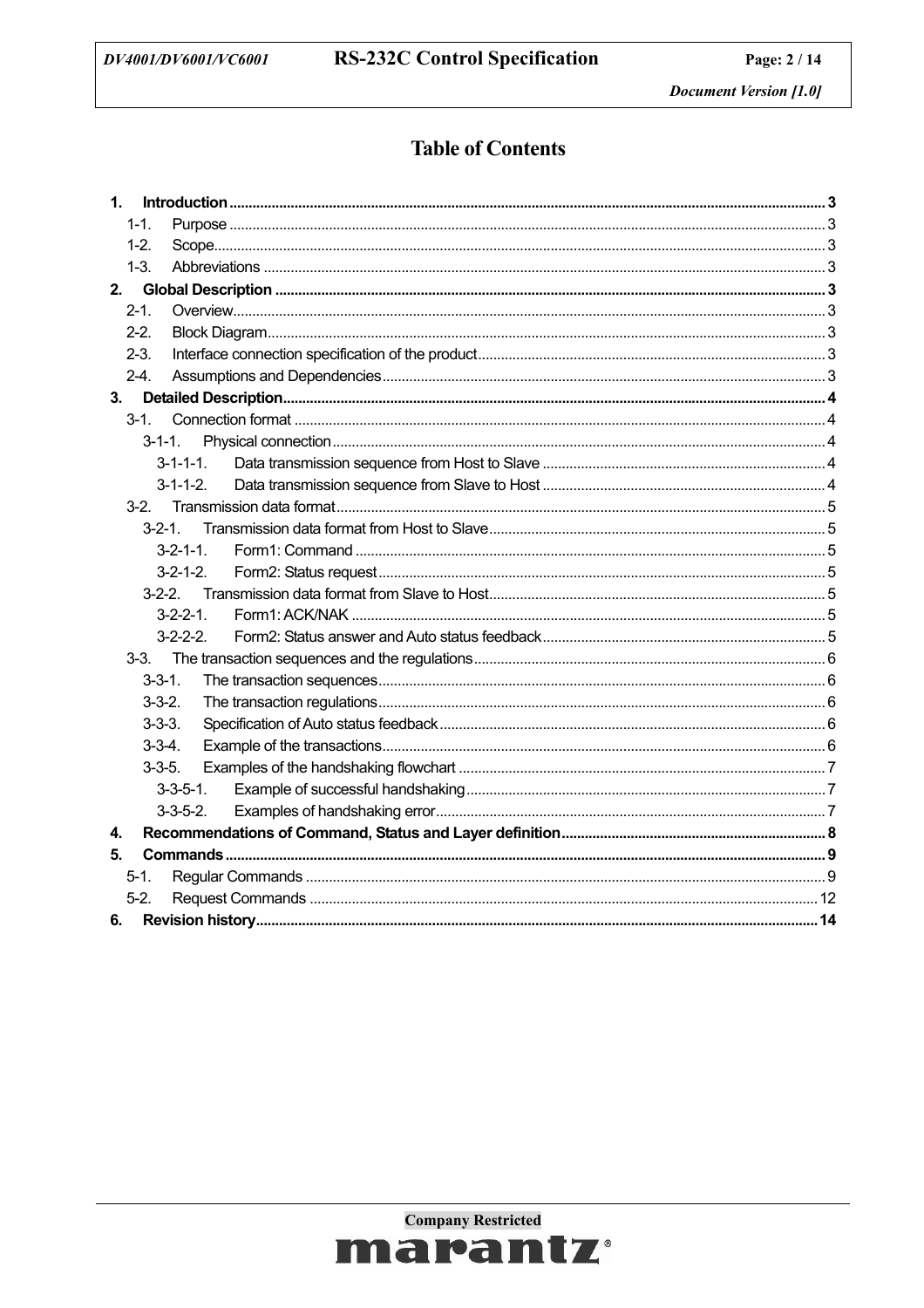# Table of Contents

**1. Introduction** ........ 3
- 1-1. Purpose ........ 3
- 1-2. Scope ........ 3
- 1-3. Abbreviations ........ 3

**2. Global Description** ........ 3
- 2-1. Overview ........ 3
- 2-2. Block Diagram ........ 3
- 2-3. Interface connection specification of the product ........ 3
- 2-4. Assumptions and Dependencies ........ 3

**3. Detailed Description** ........ 4
- 3-1. Connection format ........ 4
  - 3-1-1. Physical connection ........ 4
    - 3-1-1-1. Data transmission sequence from Host to Slave ........ 4
    - 3-1-1-2. Data transmission sequence from Slave to Host ........ 4
- 3-2. Transmission data format ........ 5
  - 3-2-1. Transmission data format from Host to Slave ........ 5
    - 3-2-1-1. Form1: Command ........ 5
    - 3-2-1-2. Form2: Status request ........ 5
  - 3-2-2. Transmission data format from Slave to Host ........ 5
    - 3-2-2-1. Form1: ACK/NAK ........ 5
    - 3-2-2-2. Form2: Status answer and Auto status feedback ........ 5
- 3-3. The transaction sequences and the regulations ........ 6
  - 3-3-1. The transaction sequences ........ 6
  - 3-3-2. The transaction regulations ........ 6
  - 3-3-3. Specification of Auto status feedback ........ 6
  - 3-3-4. Example of the transactions ........ 6
  - 3-3-5. Examples of the handshaking flowchart ........ 7
    - 3-3-5-1. Example of successful handshaking ........ 7
    - 3-3-5-2. Examples of handshaking error ........ 7

**4. Recommendations of Command, Status and Layer definition** ........ 8

**5. Commands** ........ 9
- 5-1. Regular Commands ........ 9
- 5-2. Request Commands ........ 12

**6. Revision history** ........ 14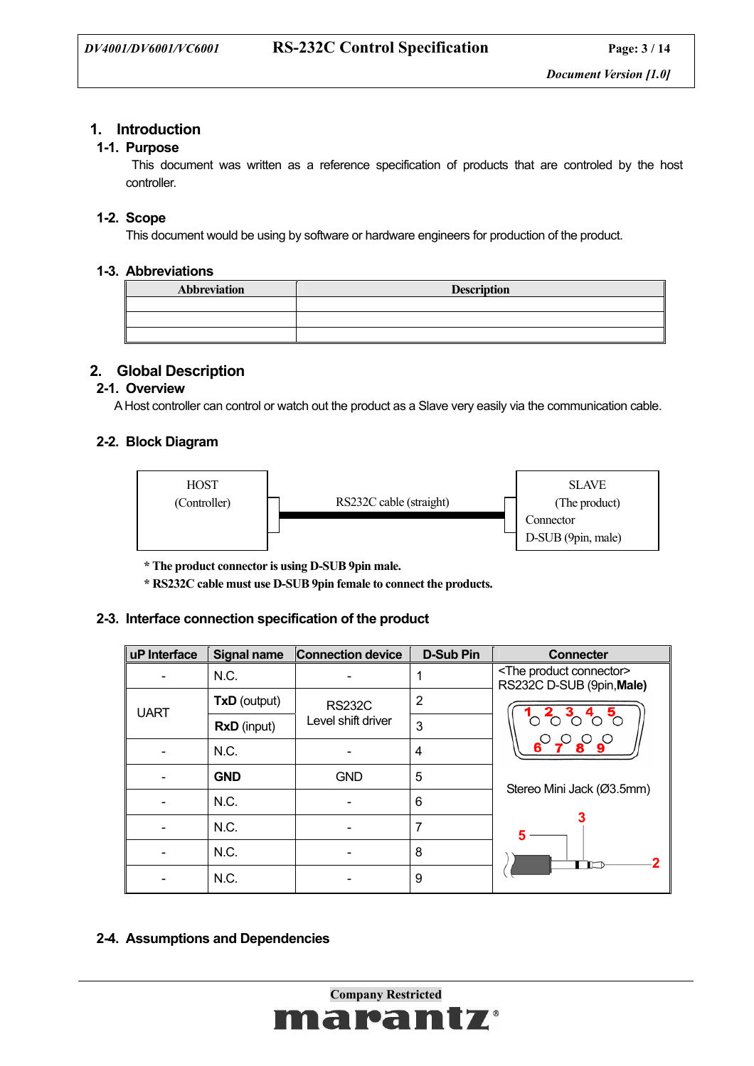# 1. Introduction

## 1-1. Purpose

This document was written as a reference specification of products that are controled by the host controller.

## 1-2. Scope

This document would be using by software or hardware engineers for production of the product.

## 1-3. Abbreviations

| Abbreviation | Description |
|---|---|
| | |
| | |
| | |

# 2. Global Description

## 2-1. Overview

A Host controller can control or watch out the product as a Slave very easily via the communication cable.

## 2-2. Block Diagram

HOST (Controller) — RS232C cable (straight) — SLAVE (The product) Connector D-SUB (9pin, male)

**\* The product connector is using D-SUB 9pin male.**

**\* RS232C cable must use D-SUB 9pin female to connect the products.**

## 2-3. Interface connection specification of the product

| uP Interface | Signal name | Connection device | D-Sub Pin | Connecter |
|---|---|---|---|---|
| - | N.C. | - | 1 | <The product connector> RS232C D-SUB (9pin,**Male**) |
| UART | **TxD** (output) | RS232C Level shift driver | 2 | |
| | **RxD** (input) | | 3 | |
| - | N.C. | - | 4 | |
| - | **GND** | GND | 5 | Stereo Mini Jack (Ø3.5mm) |
| - | N.C. | - | 6 | |
| - | N.C. | - | 7 | |
| - | N.C. | - | 8 | |
| - | N.C. | - | 9 | |

## 2-4. Assumptions and Dependencies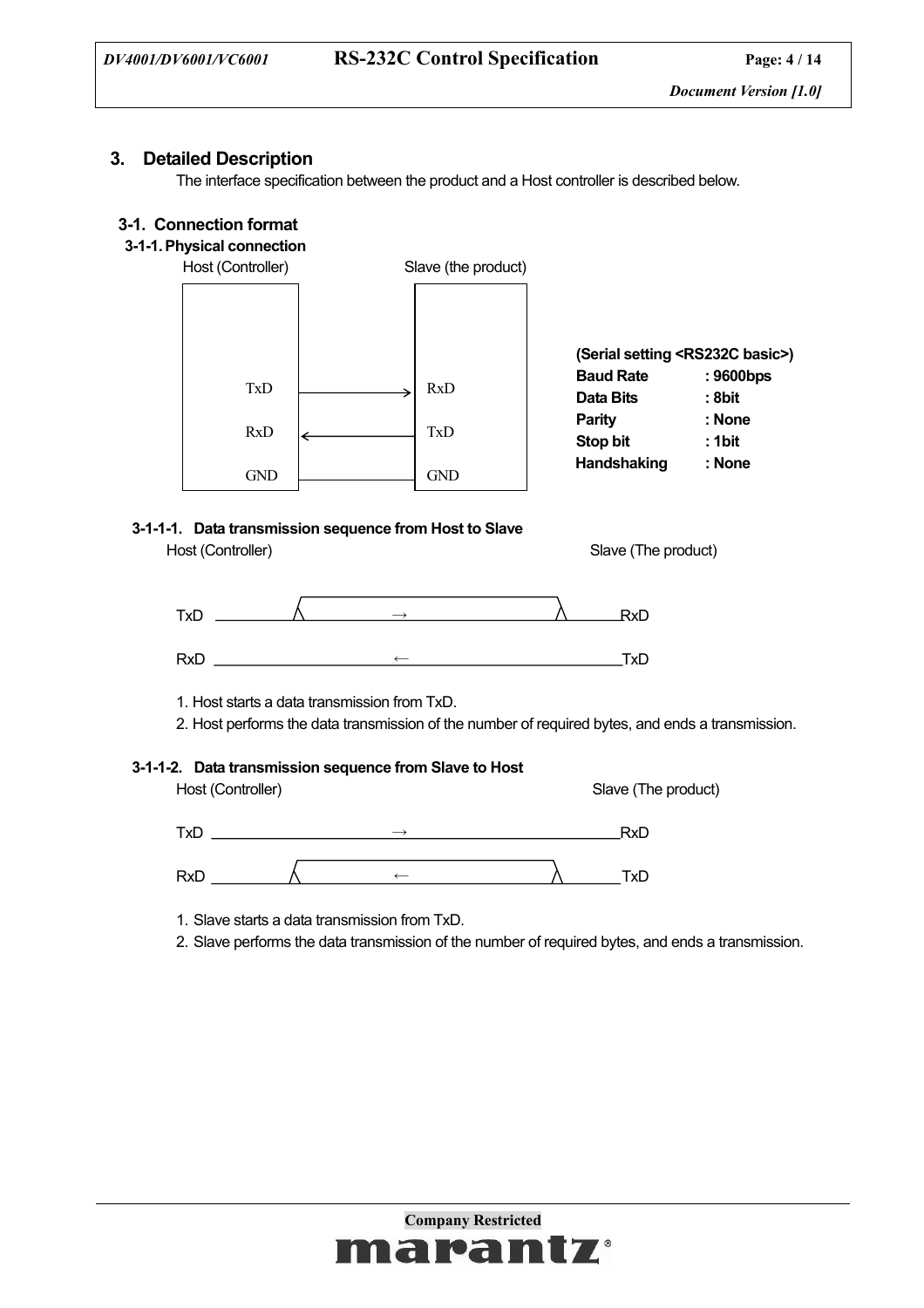## 3. Detailed Description

The interface specification between the product and a Host controller is described below.

### 3-1. Connection format

#### 3-1-1. Physical connection

| Host (Controller) | | Slave (the product) |
|---|---|---|
| TxD | → | RxD |
| RxD | ← | TxD |
| GND | — | GND |

**(Serial setting <RS232C basic>)**

| | |
|---|---|
| **Baud Rate** | **: 9600bps** |
| **Data Bits** | **: 8bit** |
| **Parity** | **: None** |
| **Stop bit** | **: 1bit** |
| **Handshaking** | **: None** |

##### 3-1-1-1. Data transmission sequence from Host to Slave

| Host (Controller) | | Slave (The product) |
|---|---|---|
| TxD | → | RxD |
| RxD | ← | TxD |

1. Host starts a data transmission from TxD.
2. Host performs the data transmission of the number of required bytes, and ends a transmission.

##### 3-1-1-2. Data transmission sequence from Slave to Host

| Host (Controller) | | Slave (The product) |
|---|---|---|
| TxD | → | RxD |
| RxD | ← | TxD |

1. Slave starts a data transmission from TxD.
2. Slave performs the data transmission of the number of required bytes, and ends a transmission.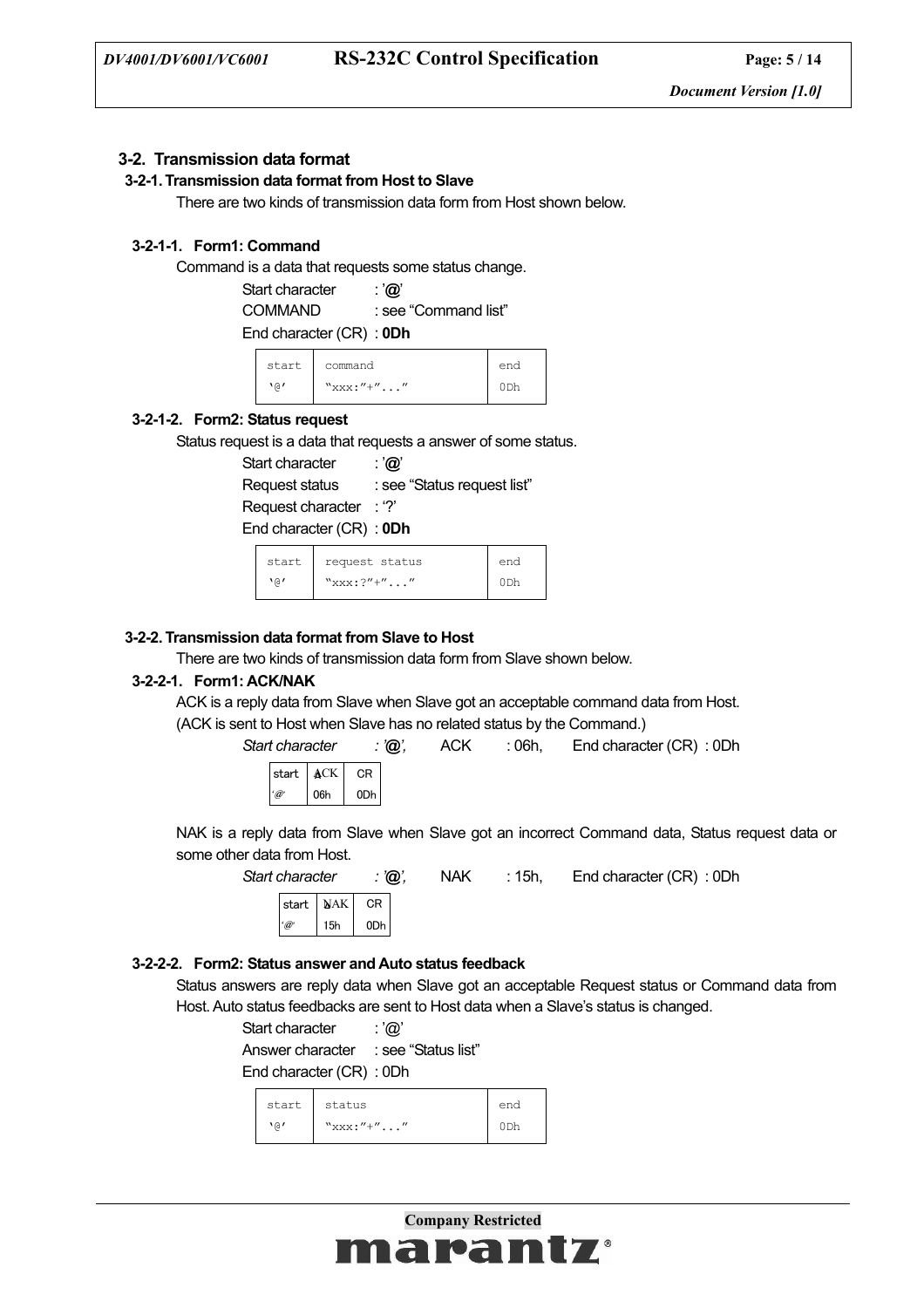### 3-2. Transmission data format

#### 3-2-1. Transmission data format from Host to Slave

There are two kinds of transmission data form from Host shown below.

##### 3-2-1-1. Form1: Command

Command is a data that requests some status change.

Start character : '**@**'
COMMAND : see "Command list"
End character (CR) : **0Dh**

| start | command | end |
|---|---|---|
| '@' | "xxx:"+"..." | 0Dh |

##### 3-2-1-2. Form2: Status request

Status request is a data that requests a answer of some status.

Start character : '**@**'
Request status : see "Status request list"
Request character : '?'
End character (CR) : **0Dh**

| start | request status | end |
|---|---|---|
| '@' | "xxx:?"+"..." | 0Dh |

#### 3-2-2. Transmission data format from Slave to Host

There are two kinds of transmission data form from Slave shown below.

##### 3-2-2-1. Form1: ACK/NAK

ACK is a reply data from Slave when Slave got an acceptable command data from Host.
(ACK is sent to Host when Slave has no related status by the Command.)

*Start character : '@',* ACK : 06h, End character (CR) : 0Dh

| start | ACK | CR |
|---|---|---|
| '@' | 06h | 0Dh |

NAK is a reply data from Slave when Slave got an incorrect Command data, Status request data or some other data from Host.

*Start character : '@',* NAK : 15h, End character (CR) : 0Dh

| start | NAK | CR |
|---|---|---|
| '@' | 15h | 0Dh |

##### 3-2-2-2. Form2: Status answer and Auto status feedback

Status answers are reply data when Slave got an acceptable Request status or Command data from Host. Auto status feedbacks are sent to Host data when a Slave's status is changed.

Start character : '@'
Answer character : see "Status list"
End character (CR) : 0Dh

| start | status | end |
|---|---|---|
| '@' | "xxx:"+"..." | 0Dh |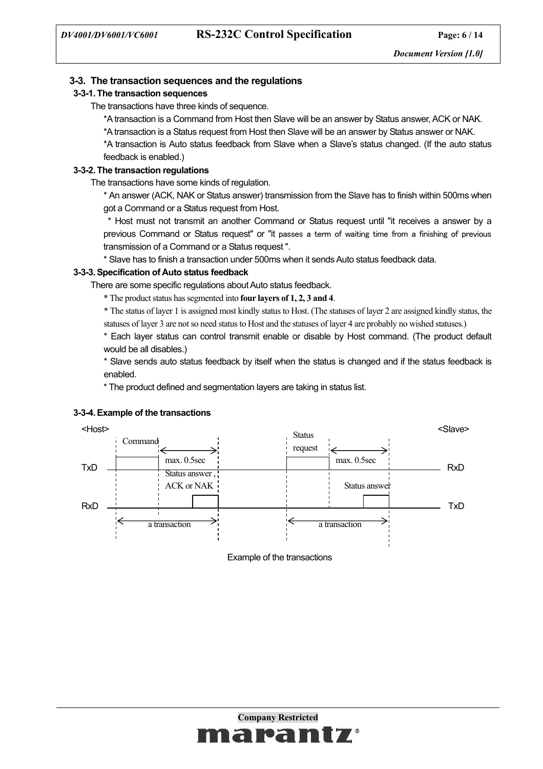## 3-3. The transaction sequences and the regulations

### 3-3-1. The transaction sequences

The transactions have three kinds of sequence.

*A transaction is a Command from Host then Slave will be an answer by Status answer, ACK or NAK.

*A transaction is a Status request from Host then Slave will be an answer by Status answer or NAK.

*A transaction is Auto status feedback from Slave when a Slave's status changed. (If the auto status feedback is enabled.)

### 3-3-2. The transaction regulations

The transactions have some kinds of regulation.

* An answer (ACK, NAK or Status answer) transmission from the Slave has to finish within 500ms when got a Command or a Status request from Host.

* Host must not transmit an another Command or Status request until "it receives a answer by a previous Command or Status request" or "it passes a term of waiting time from a finishing of previous transmission of a Command or a Status request ".

* Slave has to finish a transaction under 500ms when it sends Auto status feedback data.

### 3-3-3. Specification of Auto status feedback

There are some specific regulations about Auto status feedback.

* The product status has segmented into **four layers of 1, 2, 3 and 4**.

* The status of layer 1 is assigned most kindly status to Host. (The statuses of layer 2 are assigned kindly status, the statuses of layer 3 are not so need status to Host and the statuses of layer 4 are probably no wished statuses.)

* Each layer status can control transmit enable or disable by Host command. (The product default would be all disables.)

* Slave sends auto status feedback by itself when the status is changed and if the status feedback is enabled.

* The product defined and segmentation layers are taking in status list.

### 3-3-4. Example of the transactions

<Host> <Slave>

Command — max. 0.5sec — Status answer , ACK or NAK — a transaction

Status request — max. 0.5sec — Status answer — a transaction

TxD → RxD, RxD ← TxD

Example of the transactions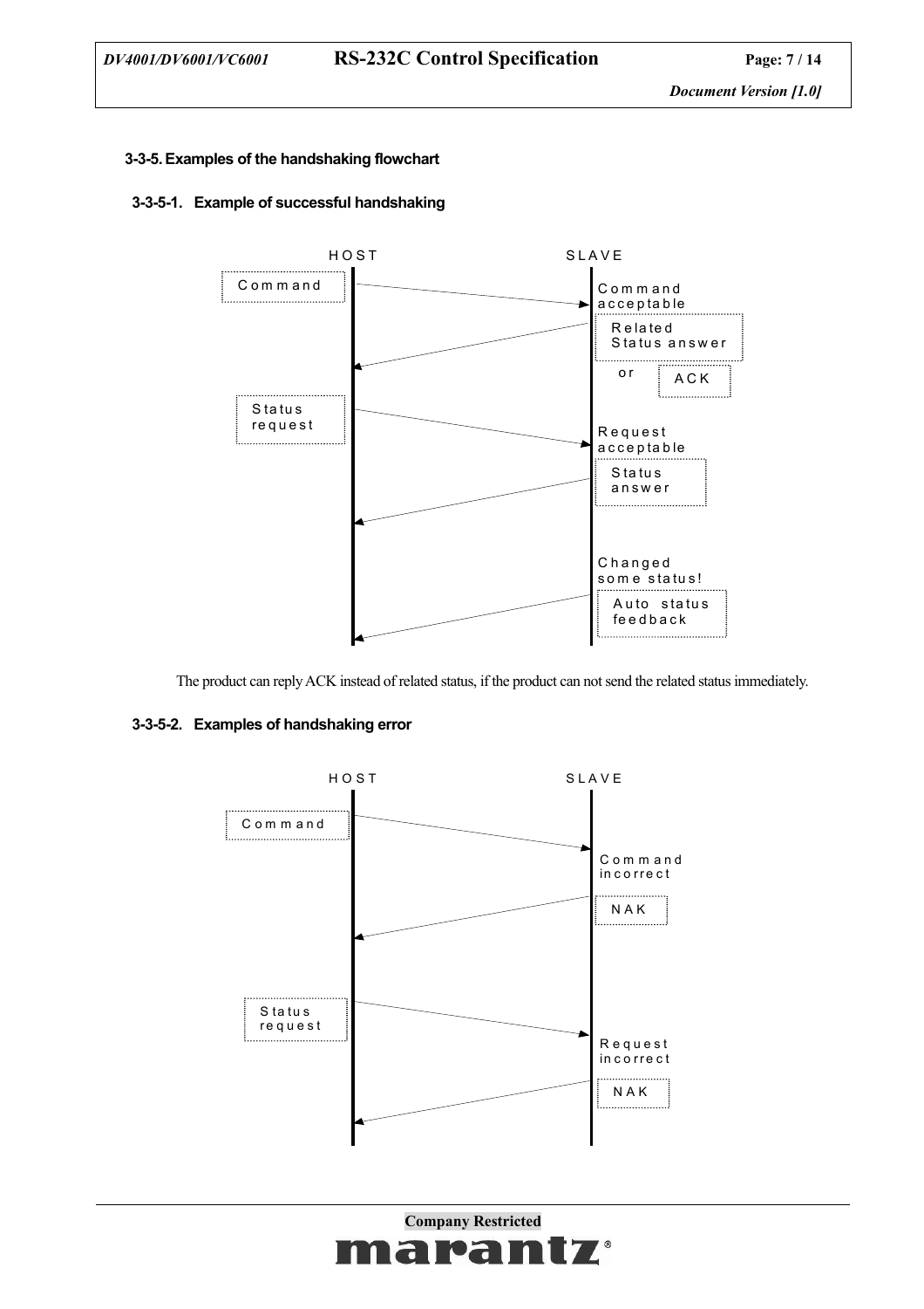### 3-3-5. Examples of the handshaking flowchart

#### 3-3-5-1. Example of successful handshaking

HOST SLAVE

Command → Command acceptable

Related Status answer or ACK ←

Status request → Request acceptable

Status answer ←

Changed some status!

Auto status feedback ←

The product can reply ACK instead of related status, if the product can not send the related status immediately.

#### 3-3-5-2. Examples of handshaking error

HOST SLAVE

Command → Command incorrect

NAK ←

Status request → Request incorrect

NAK ←

**Company Restricted**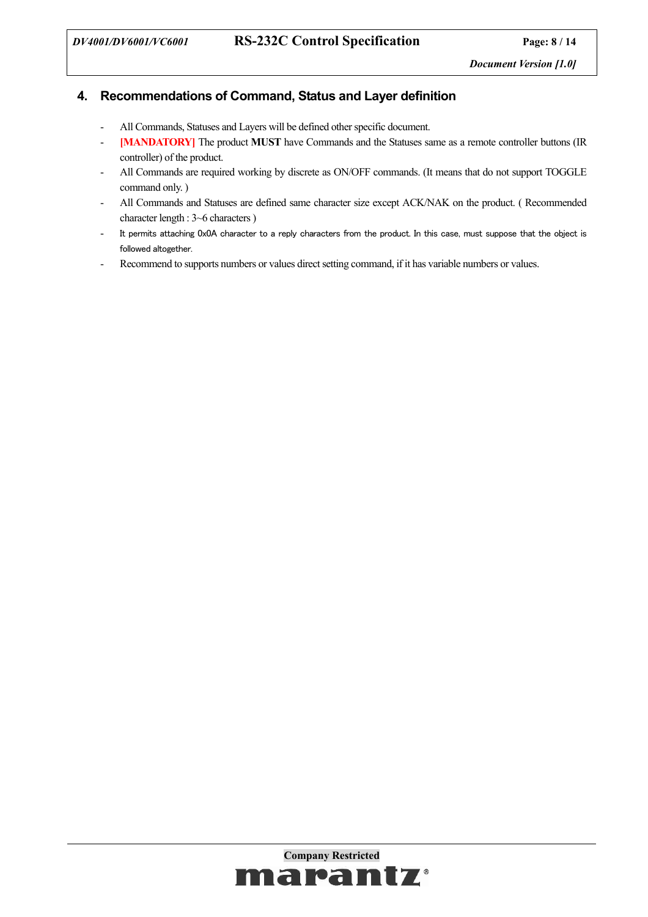## 4. Recommendations of Command, Status and Layer definition

- All Commands, Statuses and Layers will be defined other specific document.
- [MANDATORY] The product **MUST** have Commands and the Statuses same as a remote controller buttons (IR controller) of the product.
- All Commands are required working by discrete as ON/OFF commands. (It means that do not support TOGGLE command only. )
- All Commands and Statuses are defined same character size except ACK/NAK on the product. ( Recommended character length : 3~6 characters )
- It permits attaching 0x0A character to a reply characters from the product. In this case, must suppose that the object is followed altogether.
- Recommend to supports numbers or values direct setting command, if it has variable numbers or values.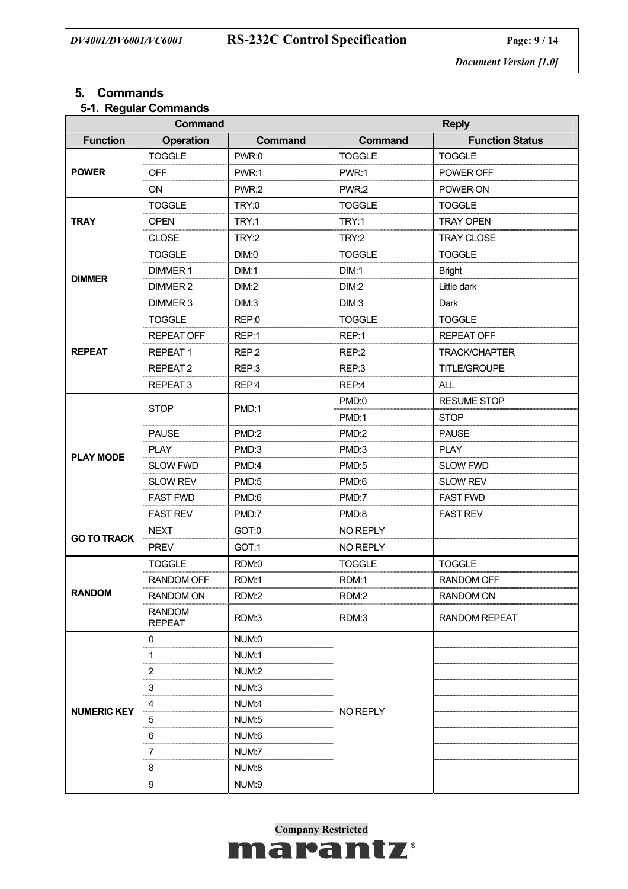## 5. Commands

### 5-1. Regular Commands

| Command | | | Reply | |
|---|---|---|---|---|
| **Function** | **Operation** | **Command** | **Command** | **Function Status** |
| **POWER** | TOGGLE | PWR:0 | TOGGLE | TOGGLE |
| | OFF | PWR:1 | PWR:1 | POWER OFF |
| | ON | PWR:2 | PWR:2 | POWER ON |
| **TRAY** | TOGGLE | TRY:0 | TOGGLE | TOGGLE |
| | OPEN | TRY:1 | TRY:1 | TRAY OPEN |
| | CLOSE | TRY:2 | TRY:2 | TRAY CLOSE |
| **DIMMER** | TOGGLE | DIM:0 | TOGGLE | TOGGLE |
| | DIMMER 1 | DIM:1 | DIM:1 | Bright |
| | DIMMER 2 | DIM:2 | DIM:2 | Little dark |
| | DIMMER 3 | DIM:3 | DIM:3 | Dark |
| **REPEAT** | TOGGLE | REP:0 | TOGGLE | TOGGLE |
| | REPEAT OFF | REP:1 | REP:1 | REPEAT OFF |
| | REPEAT 1 | REP:2 | REP:2 | TRACK/CHAPTER |
| | REPEAT 2 | REP:3 | REP:3 | TITLE/GROUPE |
| | REPEAT 3 | REP:4 | REP:4 | ALL |
| **PLAY MODE** | STOP | PMD:1 | PMD:0 | RESUME STOP |
| | | | PMD:1 | STOP |
| | PAUSE | PMD:2 | PMD:2 | PAUSE |
| | PLAY | PMD:3 | PMD:3 | PLAY |
| | SLOW FWD | PMD:4 | PMD:5 | SLOW FWD |
| | SLOW REV | PMD:5 | PMD:6 | SLOW REV |
| | FAST FWD | PMD:6 | PMD:7 | FAST FWD |
| | FAST REV | PMD:7 | PMD:8 | FAST REV |
| **GO TO TRACK** | NEXT | GOT:0 | NO REPLY | |
| | PREV | GOT:1 | NO REPLY | |
| **RANDOM** | TOGGLE | RDM:0 | TOGGLE | TOGGLE |
| | RANDOM OFF | RDM:1 | RDM:1 | RANDOM OFF |
| | RANDOM ON | RDM:2 | RDM:2 | RANDOM ON |
| | RANDOM REPEAT | RDM:3 | RDM:3 | RANDOM REPEAT |
| **NUMERIC KEY** | 0 | NUM:0 | NO REPLY | |
| | 1 | NUM:1 | | |
| | 2 | NUM:2 | | |
| | 3 | NUM:3 | | |
| | 4 | NUM:4 | | |
| | 5 | NUM:5 | | |
| | 6 | NUM:6 | | |
| | 7 | NUM:7 | | |
| | 8 | NUM:8 | | |
| | 9 | NUM:9 | | |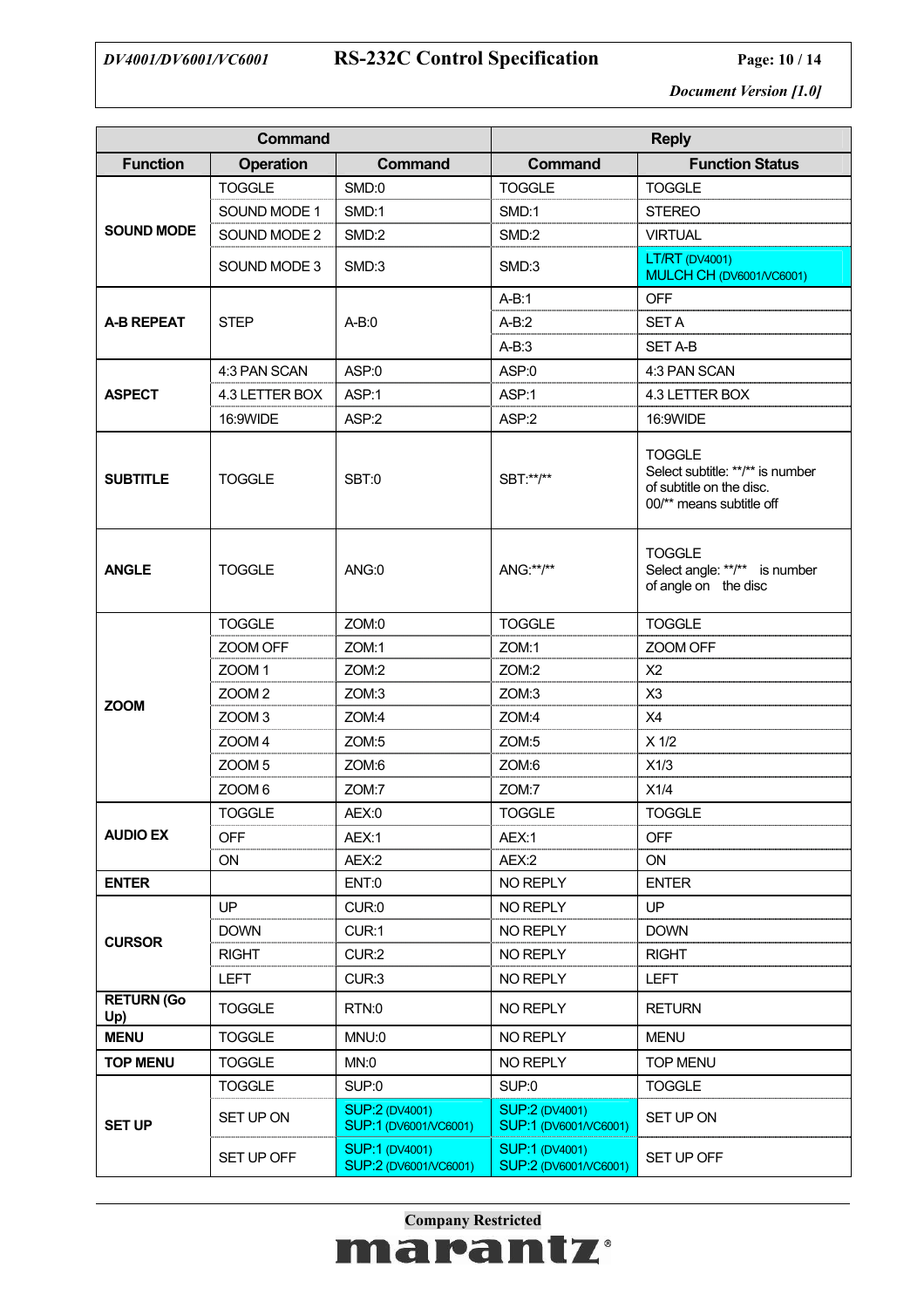| Command | | | Reply | |
|---|---|---|---|---|
| Function | Operation | Command | Command | Function Status |
| SOUND MODE | TOGGLE | SMD:0 | TOGGLE | TOGGLE |
| | SOUND MODE 1 | SMD:1 | SMD:1 | STEREO |
| | SOUND MODE 2 | SMD:2 | SMD:2 | VIRTUAL |
| | SOUND MODE 3 | SMD:3 | SMD:3 | LT/RT (DV4001)<br>MULCH CH (DV6001/VC6001) |
| A-B REPEAT | STEP | A-B:0 | A-B:1 | OFF |
| | | | A-B:2 | SET A |
| | | | A-B:3 | SET A-B |
| ASPECT | 4:3 PAN SCAN | ASP:0 | ASP:0 | 4:3 PAN SCAN |
| | 4.3 LETTER BOX | ASP:1 | ASP:1 | 4.3 LETTER BOX |
| | 16:9WIDE | ASP:2 | ASP:2 | 16:9WIDE |
| SUBTITLE | TOGGLE | SBT:0 | SBT:**/** | TOGGLE<br>Select subtitle: **/** is number of subtitle on the disc.<br>00/** means subtitle off |
| ANGLE | TOGGLE | ANG:0 | ANG:**/** | TOGGLE<br>Select angle: **/** is number of angle on the disc |
| ZOOM | TOGGLE | ZOM:0 | TOGGLE | TOGGLE |
| | ZOOM OFF | ZOM:1 | ZOM:1 | ZOOM OFF |
| | ZOOM 1 | ZOM:2 | ZOM:2 | X2 |
| | ZOOM 2 | ZOM:3 | ZOM:3 | X3 |
| | ZOOM 3 | ZOM:4 | ZOM:4 | X4 |
| | ZOOM 4 | ZOM:5 | ZOM:5 | X 1/2 |
| | ZOOM 5 | ZOM:6 | ZOM:6 | X1/3 |
| | ZOOM 6 | ZOM:7 | ZOM:7 | X1/4 |
| AUDIO EX | TOGGLE | AEX:0 | TOGGLE | TOGGLE |
| | OFF | AEX:1 | AEX:1 | OFF |
| | ON | AEX:2 | AEX:2 | ON |
| ENTER | | ENT:0 | NO REPLY | ENTER |
| CURSOR | UP | CUR:0 | NO REPLY | UP |
| | DOWN | CUR:1 | NO REPLY | DOWN |
| | RIGHT | CUR:2 | NO REPLY | RIGHT |
| | LEFT | CUR:3 | NO REPLY | LEFT |
| RETURN (Go Up) | TOGGLE | RTN:0 | NO REPLY | RETURN |
| MENU | TOGGLE | MNU:0 | NO REPLY | MENU |
| TOP MENU | TOGGLE | MN:0 | NO REPLY | TOP MENU |
| SET UP | TOGGLE | SUP:0 | SUP:0 | TOGGLE |
| | SET UP ON | SUP:2 (DV4001)<br>SUP:1 (DV6001/VC6001) | SUP:2 (DV4001)<br>SUP:1 (DV6001/VC6001) | SET UP ON |
| | SET UP OFF | SUP:1 (DV4001)<br>SUP:2 (DV6001/VC6001) | SUP:1 (DV4001)<br>SUP:2 (DV6001/VC6001) | SET UP OFF |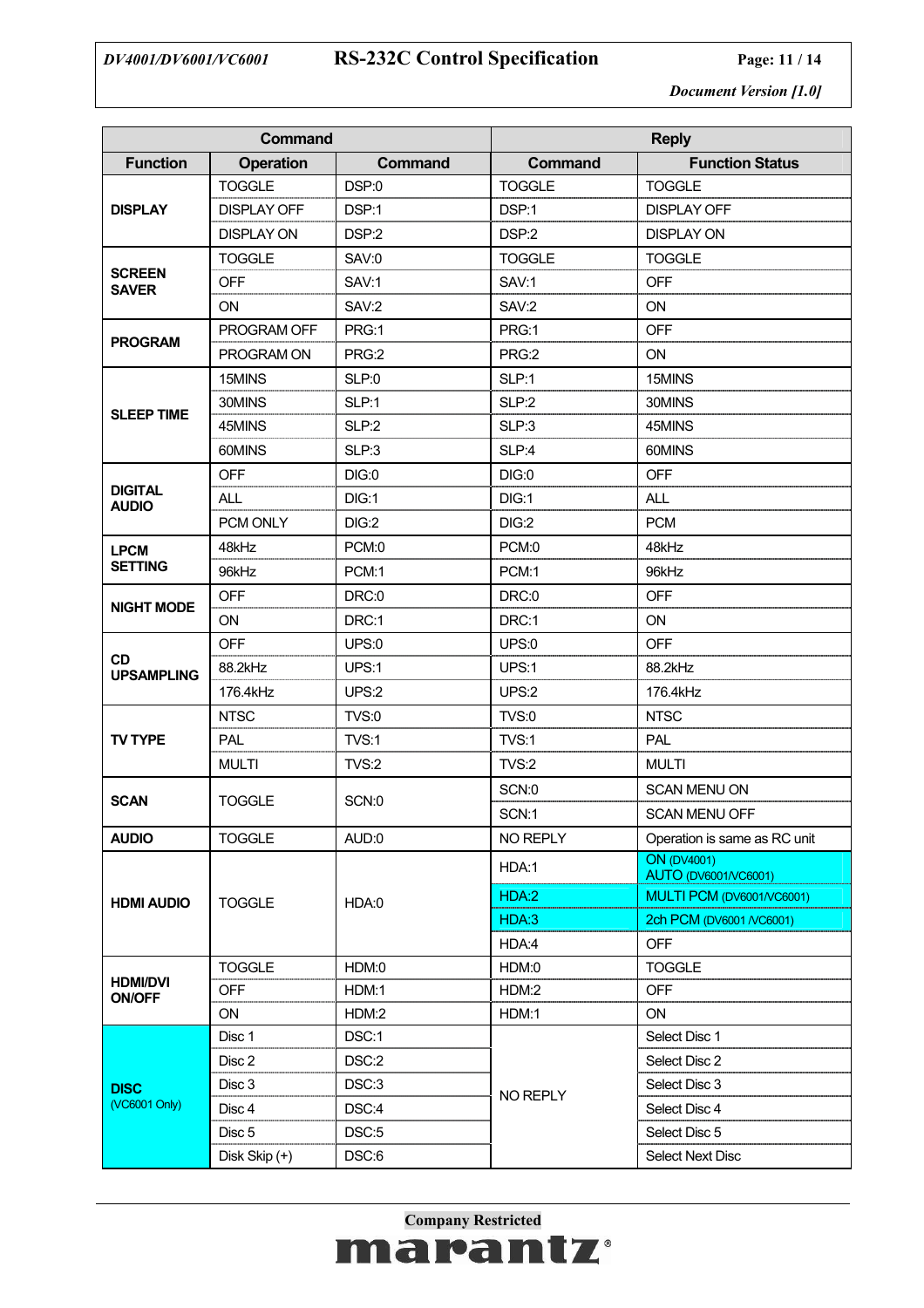| Command | | | Reply | |
|---|---|---|---|---|
| **Function** | **Operation** | **Command** | **Command** | **Function Status** |
| **DISPLAY** | TOGGLE | DSP:0 | TOGGLE | TOGGLE |
| | DISPLAY OFF | DSP:1 | DSP:1 | DISPLAY OFF |
| | DISPLAY ON | DSP:2 | DSP:2 | DISPLAY ON |
| **SCREEN SAVER** | TOGGLE | SAV:0 | TOGGLE | TOGGLE |
| | OFF | SAV:1 | SAV:1 | OFF |
| | ON | SAV:2 | SAV:2 | ON |
| **PROGRAM** | PROGRAM OFF | PRG:1 | PRG:1 | OFF |
| | PROGRAM ON | PRG:2 | PRG:2 | ON |
| **SLEEP TIME** | 15MINS | SLP:0 | SLP:1 | 15MINS |
| | 30MINS | SLP:1 | SLP:2 | 30MINS |
| | 45MINS | SLP:2 | SLP:3 | 45MINS |
| | 60MINS | SLP:3 | SLP:4 | 60MINS |
| **DIGITAL AUDIO** | OFF | DIG:0 | DIG:0 | OFF |
| | ALL | DIG:1 | DIG:1 | ALL |
| | PCM ONLY | DIG:2 | DIG:2 | PCM |
| **LPCM SETTING** | 48kHz | PCM:0 | PCM:0 | 48kHz |
| | 96kHz | PCM:1 | PCM:1 | 96kHz |
| **NIGHT MODE** | OFF | DRC:0 | DRC:0 | OFF |
| | ON | DRC:1 | DRC:1 | ON |
| **CD UPSAMPLING** | OFF | UPS:0 | UPS:0 | OFF |
| | 88.2kHz | UPS:1 | UPS:1 | 88.2kHz |
| | 176.4kHz | UPS:2 | UPS:2 | 176.4kHz |
| **TV TYPE** | NTSC | TVS:0 | TVS:0 | NTSC |
| | PAL | TVS:1 | TVS:1 | PAL |
| | MULTI | TVS:2 | TVS:2 | MULTI |
| **SCAN** | TOGGLE | SCN:0 | SCN:0 | SCAN MENU ON |
| | | | SCN:1 | SCAN MENU OFF |
| **AUDIO** | TOGGLE | AUD:0 | NO REPLY | Operation is same as RC unit |
| **HDMI AUDIO** | TOGGLE | HDA:0 | HDA:1 | ON (DV4001) AUTO (DV6001/VC6001) |
| | | | HDA:2 | MULTI PCM (DV6001/VC6001) |
| | | | HDA:3 | 2ch PCM (DV6001 /VC6001) |
| | | | HDA:4 | OFF |
| **HDMI/DVI ON/OFF** | TOGGLE | HDM:0 | HDM:0 | TOGGLE |
| | OFF | HDM:1 | HDM:2 | OFF |
| | ON | HDM:2 | HDM:1 | ON |
| **DISC** (VC6001 Only) | Disc 1 | DSC:1 | NO REPLY | Select Disc 1 |
| | Disc 2 | DSC:2 | | Select Disc 2 |
| | Disc 3 | DSC:3 | | Select Disc 3 |
| | Disc 4 | DSC:4 | | Select Disc 4 |
| | Disc 5 | DSC:5 | | Select Disc 5 |
| | Disk Skip (+) | DSC:6 | | Select Next Disc |

Company Restricted

marantz®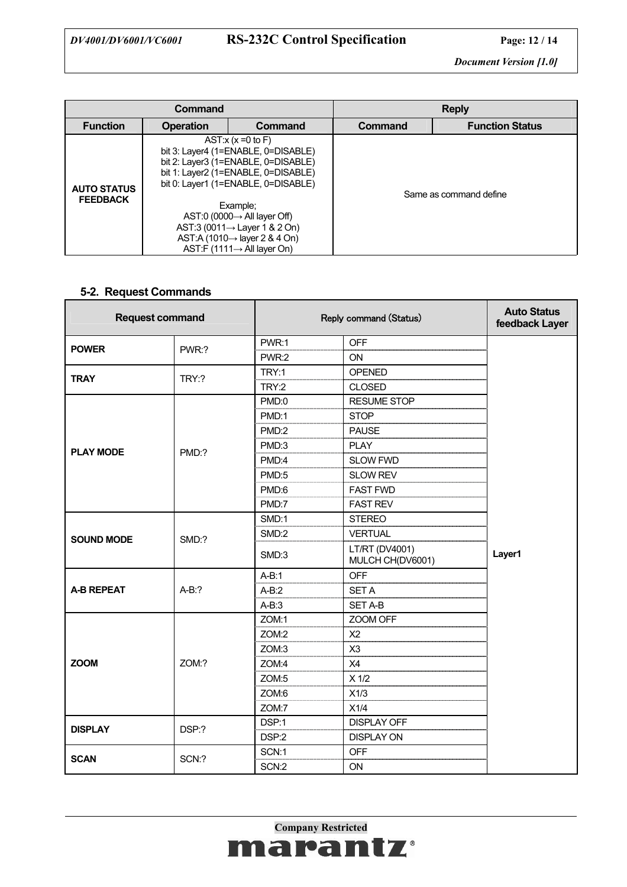| Command | | | Reply | |
|---|---|---|---|---|
| **Function** | **Operation** | **Command** | **Command** | **Function Status** |
| **AUTO STATUS FEEDBACK** | AST:x (x =0 to F)<br>bit 3: Layer4 (1=ENABLE, 0=DISABLE)<br>bit 2: Layer3 (1=ENABLE, 0=DISABLE)<br>bit 1: Layer2 (1=ENABLE, 0=DISABLE)<br>bit 0: Layer1 (1=ENABLE, 0=DISABLE)<br><br>Example;<br>AST:0 (0000→ All layer Off)<br>AST:3 (0011→ Layer 1 & 2 On)<br>AST:A (1010→ layer 2 & 4 On)<br>AST:F (1111→ All layer On) | | Same as command define | |

### 5-2. Request Commands

| Request command | | Reply command (Status) | | Auto Status feedback Layer |
|---|---|---|---|---|
| **POWER** | PWR:? | PWR:1 | OFF | Layer1 |
| | | PWR:2 | ON | |
| **TRAY** | TRY:? | TRY:1 | OPENED | |
| | | TRY:2 | CLOSED | |
| **PLAY MODE** | PMD:? | PMD:0 | RESUME STOP | |
| | | PMD:1 | STOP | |
| | | PMD:2 | PAUSE | |
| | | PMD:3 | PLAY | |
| | | PMD:4 | SLOW FWD | |
| | | PMD:5 | SLOW REV | |
| | | PMD:6 | FAST FWD | |
| | | PMD:7 | FAST REV | |
| **SOUND MODE** | SMD:? | SMD:1 | STEREO | |
| | | SMD:2 | VERTUAL | |
| | | SMD:3 | LT/RT (DV4001)<br>MULCH CH(DV6001) | |
| **A-B REPEAT** | A-B:? | A-B:1 | OFF | |
| | | A-B:2 | SET A | |
| | | A-B:3 | SET A-B | |
| **ZOOM** | ZOM:? | ZOM:1 | ZOOM OFF | |
| | | ZOM:2 | X2 | |
| | | ZOM:3 | X3 | |
| | | ZOM:4 | X4 | |
| | | ZOM:5 | X 1/2 | |
| | | ZOM:6 | X1/3 | |
| | | ZOM:7 | X1/4 | |
| **DISPLAY** | DSP:? | DSP:1 | DISPLAY OFF | |
| | | DSP:2 | DISPLAY ON | |
| **SCAN** | SCN:? | SCN:1 | OFF | |
| | | SCN:2 | ON | |

Company Restricted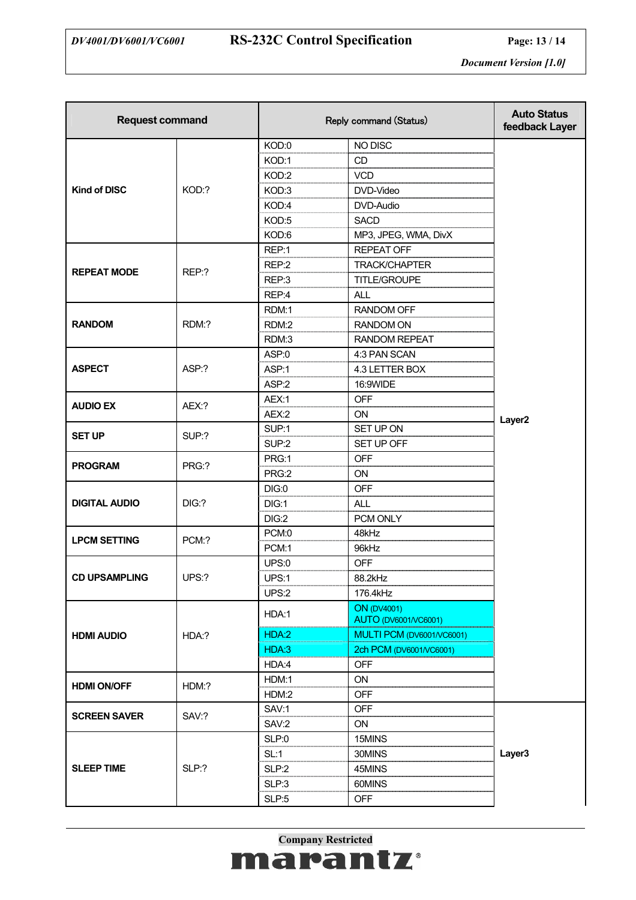| Request command | | Reply command (Status) | | Auto Status feedback Layer |
|---|---|---|---|---|
| Kind of DISC | KOD:? | KOD:0 | NO DISC | Layer2 |
| | | KOD:1 | CD | |
| | | KOD:2 | VCD | |
| | | KOD:3 | DVD-Video | |
| | | KOD:4 | DVD-Audio | |
| | | KOD:5 | SACD | |
| | | KOD:6 | MP3, JPEG, WMA, DivX | |
| REPEAT MODE | REP:? | REP:1 | REPEAT OFF | |
| | | REP:2 | TRACK/CHAPTER | |
| | | REP:3 | TITLE/GROUPE | |
| | | REP:4 | ALL | |
| RANDOM | RDM:? | RDM:1 | RANDOM OFF | |
| | | RDM:2 | RANDOM ON | |
| | | RDM:3 | RANDOM REPEAT | |
| ASPECT | ASP:? | ASP:0 | 4:3 PAN SCAN | |
| | | ASP:1 | 4.3 LETTER BOX | |
| | | ASP:2 | 16:9WIDE | |
| AUDIO EX | AEX:? | AEX:1 | OFF | |
| | | AEX:2 | ON | |
| SET UP | SUP:? | SUP:1 | SET UP ON | |
| | | SUP:2 | SET UP OFF | |
| PROGRAM | PRG:? | PRG:1 | OFF | |
| | | PRG:2 | ON | |
| DIGITAL AUDIO | DIG:? | DIG:0 | OFF | |
| | | DIG:1 | ALL | |
| | | DIG:2 | PCM ONLY | |
| LPCM SETTING | PCM:? | PCM:0 | 48kHz | |
| | | PCM:1 | 96kHz | |
| CD UPSAMPLING | UPS:? | UPS:0 | OFF | |
| | | UPS:1 | 88.2kHz | |
| | | UPS:2 | 176.4kHz | |
| HDMI AUDIO | HDA:? | HDA:1 | ON (DV4001)<br>AUTO (DV6001/VC6001) | |
| | | HDA:2 | MULTI PCM (DV6001/VC6001) | |
| | | HDA:3 | 2ch PCM (DV6001/VC6001) | |
| | | HDA:4 | OFF | |
| HDMI ON/OFF | HDM:? | HDM:1 | ON | |
| | | HDM:2 | OFF | |
| SCREEN SAVER | SAV:? | SAV:1 | OFF | Layer3 |
| | | SAV:2 | ON | |
| SLEEP TIME | SLP:? | SLP:0 | 15MINS | |
| | | SL:1 | 30MINS | |
| | | SLP:2 | 45MINS | |
| | | SLP:3 | 60MINS | |
| | | SLP:5 | OFF | |

Company Restricted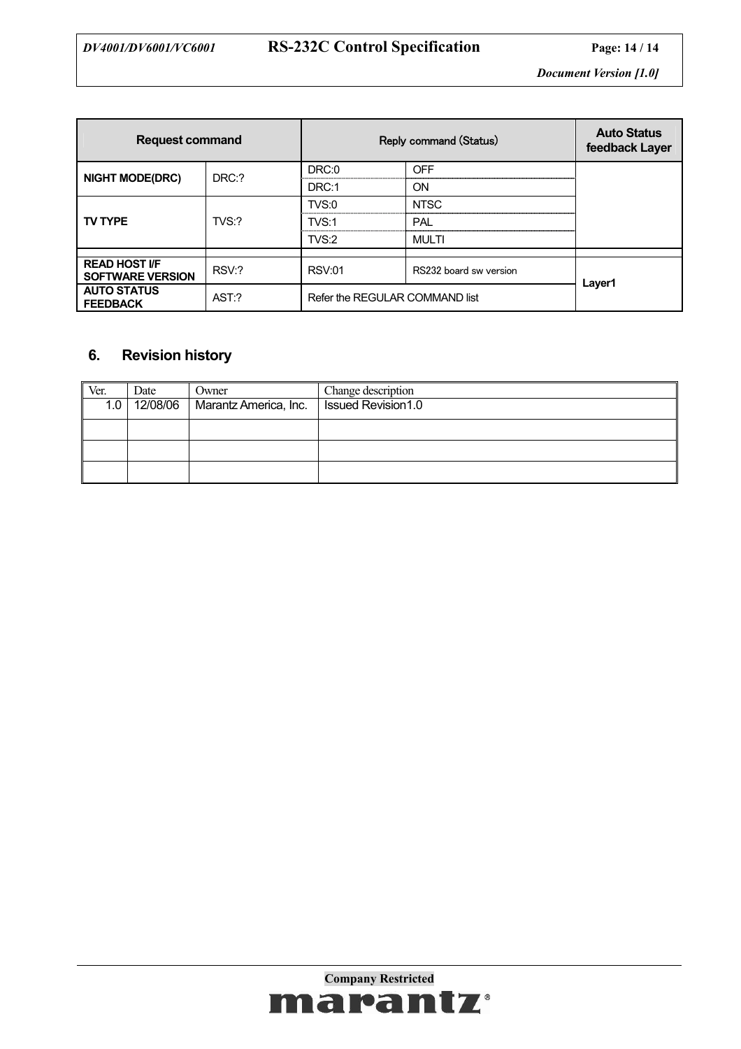| Request command | | Reply command (Status) | | Auto Status feedback Layer |
|---|---|---|---|---|
| **NIGHT MODE(DRC)** | DRC:? | DRC:0 | OFF | |
| | | DRC:1 | ON | |
| **TV TYPE** | TVS:? | TVS:0 | NTSC | |
| | | TVS:1 | PAL | |
| | | TVS:2 | MULTI | |
| | | | | |
| **READ HOST I/F SOFTWARE VERSION** | RSV:? | RSV:01 | RS232 board sw version | **Layer1** |
| **AUTO STATUS FEEDBACK** | AST:? | Refer the REGULAR COMMAND list | | |

## 6. Revision history

| Ver. | Date | Owner | Change description |
|---|---|---|---|
| 1.0 | 12/08/06 | Marantz America, Inc. | Issued Revision1.0 |
| | | | |
| | | | |
| | | | |

**Company Restricted**